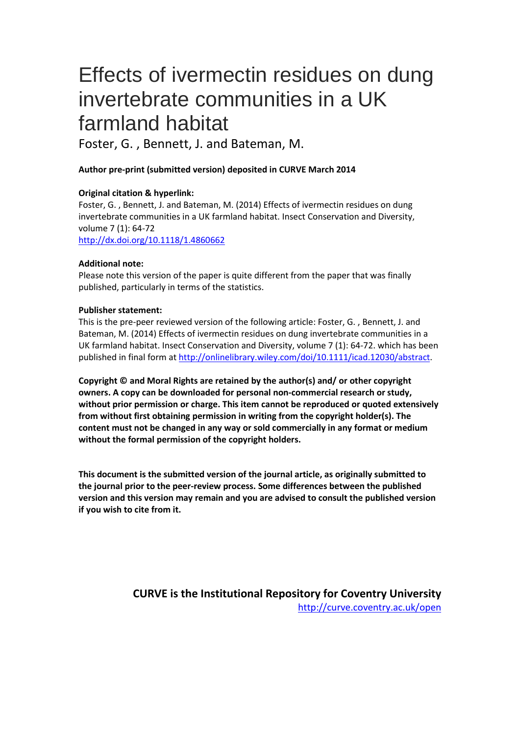# Effects of ivermectin residues on dung invertebrate communities in a UK farmland habitat

Foster, G. , Bennett, J. and Bateman, M.

**Author pre-print (submitted version) deposited in CURVE March 2014**

**Original citation & hyperlink:**

Foster, G. , Bennett, J. and Bateman, M. (2014) Effects of ivermectin residues on dung invertebrate communities in a UK farmland habitat. Insect Conservation and Diversity, volume 7 (1): 64-72

http://dx.doi.org/10.1118/1.4860662

**Additional note:**

Please note this version of the paper is quite different from the paper that was finally published, particularly in terms of the statistics.

**Publisher statement:**

This is the pre-peer reviewed version of the following article: Foster, G. , Bennett, J. and Bateman, M. (2014) Effects of ivermectin residues on dung invertebrate communities in a UK farmland habitat. Insect Conservation and Diversity, volume 7 (1): 64-72. which has been published in final form at http://onlinelibrary.wiley.com/doi/10.1111/icad.12030/abstract.

**Copyright © and Moral Rights are retained by the author(s) and/ or other copyright owners. A copy can be downloaded for personal non-commercial research or study, without prior permission or charge. This item cannot be reproduced or quoted extensively from without first obtaining permission in writing from the copyright holder(s). The content must not be changed in any way or sold commercially in any format or medium without the formal permission of the copyright holders.**

**This document is the submitted version of the journal article, as originally submitted to the journal prior to the peer-review process. Some differences between the published version and this version may remain and you are advised to consult the published version if you wish to cite from it.**

**CURVE is the Institutional Repository for Coventry University**

http://curve.coventry.ac.uk/open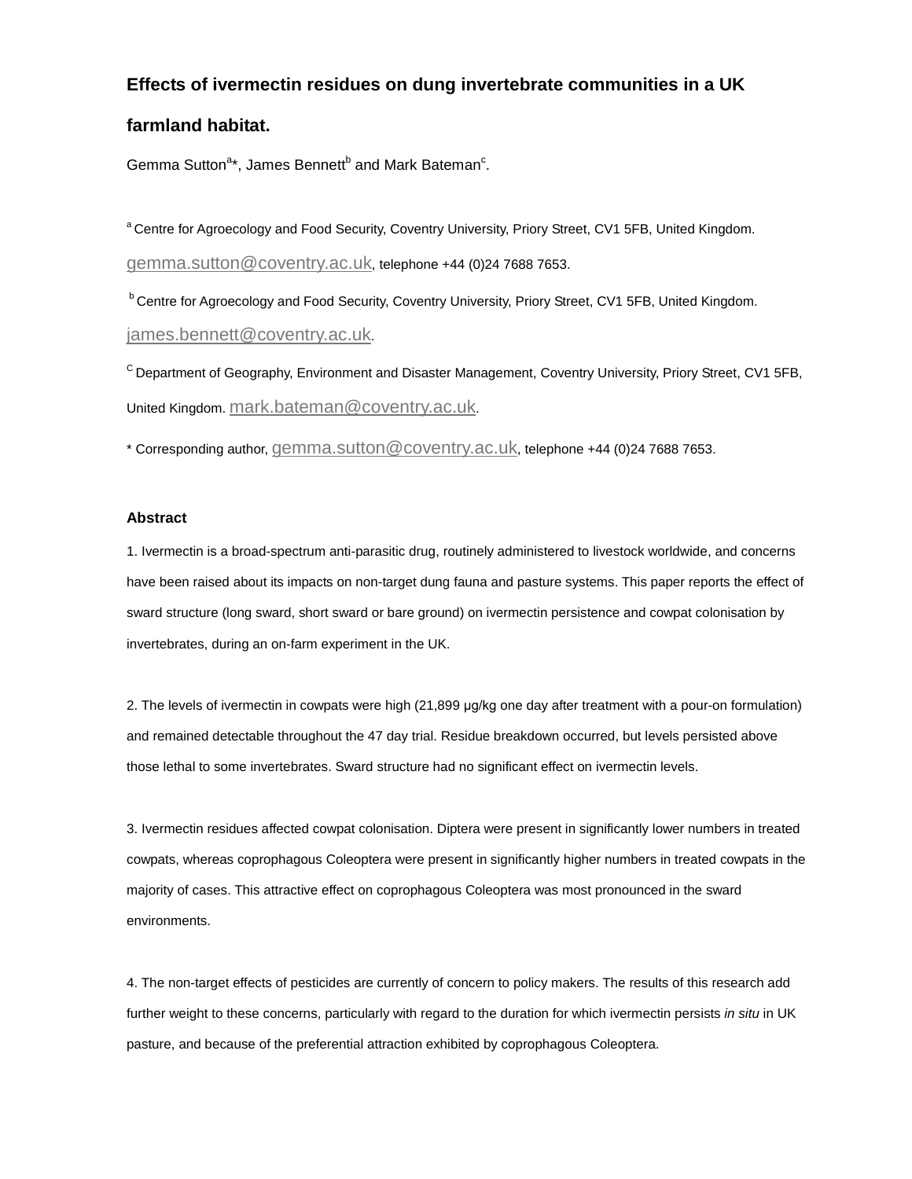# Effects of ivermectin residues on dung invertebrate communities in a UK farmland habitat.

Gemma Sutton[a]*, James Bennett[b] and Mark Bateman[c].

[a] Centre for Agroecology and Food Security, Coventry University, Priory Street, CV1 5FB, United Kingdom. gemma.sutton@coventry.ac.uk, telephone +44 (0)24 7688 7653.

[b] Centre for Agroecology and Food Security, Coventry University, Priory Street, CV1 5FB, United Kingdom. james.bennett@coventry.ac.uk.

[c] Department of Geography, Environment and Disaster Management, Coventry University, Priory Street, CV1 5FB, United Kingdom. mark.bateman@coventry.ac.uk.

* Corresponding author, gemma.sutton@coventry.ac.uk, telephone +44 (0)24 7688 7653.

## Abstract

1. Ivermectin is a broad-spectrum anti-parasitic drug, routinely administered to livestock worldwide, and concerns have been raised about its impacts on non-target dung fauna and pasture systems. This paper reports the effect of sward structure (long sward, short sward or bare ground) on ivermectin persistence and cowpat colonisation by invertebrates, during an on-farm experiment in the UK.

2. The levels of ivermectin in cowpats were high (21,899 µg/kg one day after treatment with a pour-on formulation) and remained detectable throughout the 47 day trial. Residue breakdown occurred, but levels persisted above those lethal to some invertebrates. Sward structure had no significant effect on ivermectin levels.

3. Ivermectin residues affected cowpat colonisation. Diptera were present in significantly lower numbers in treated cowpats, whereas coprophagous Coleoptera were present in significantly higher numbers in treated cowpats in the majority of cases. This attractive effect on coprophagous Coleoptera was most pronounced in the sward environments.

4. The non-target effects of pesticides are currently of concern to policy makers. The results of this research add further weight to these concerns, particularly with regard to the duration for which ivermectin persists *in situ* in UK pasture, and because of the preferential attraction exhibited by coprophagous Coleoptera.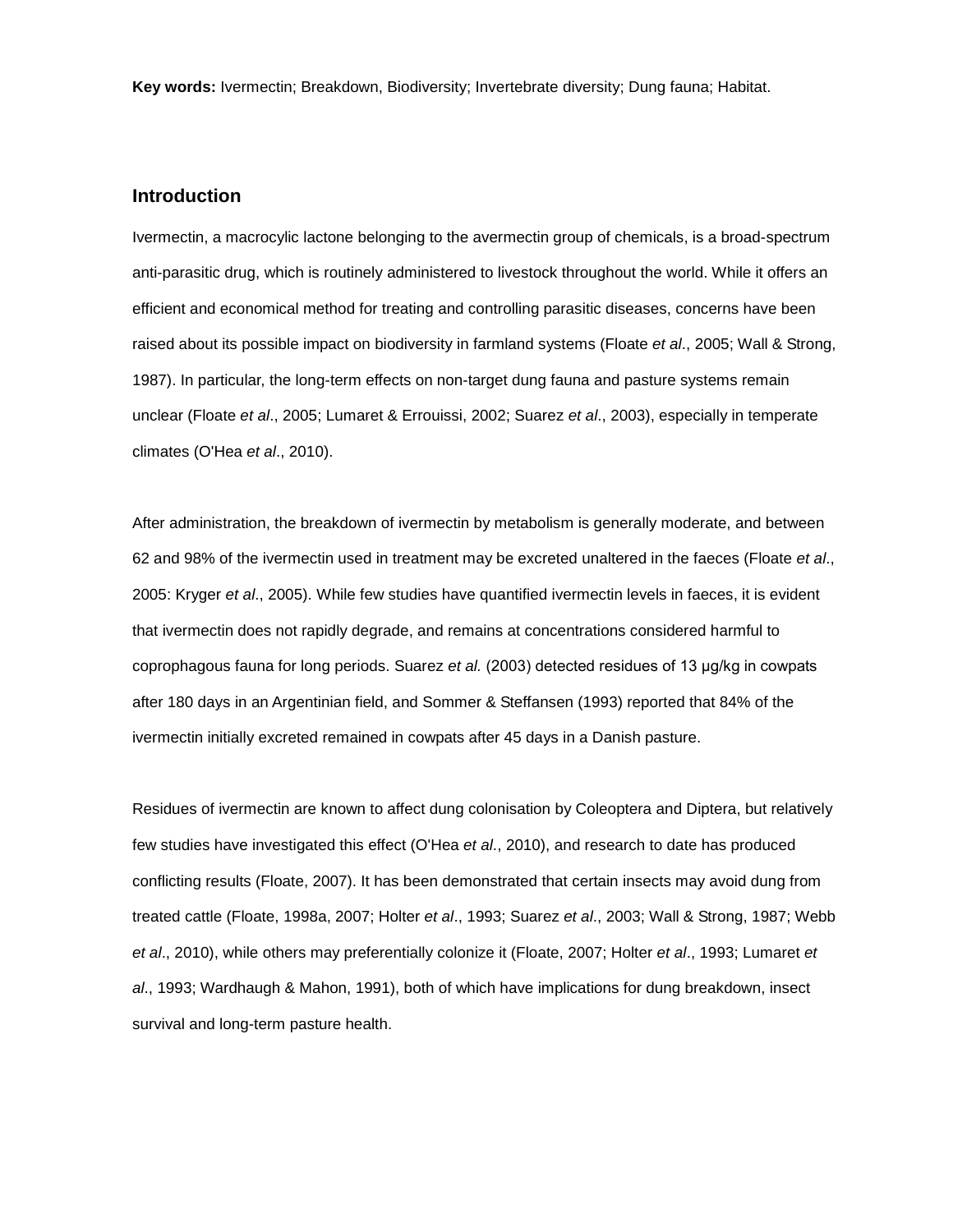**Key words:** Ivermectin; Breakdown, Biodiversity; Invertebrate diversity; Dung fauna; Habitat.

## Introduction

Ivermectin, a macrocylic lactone belonging to the avermectin group of chemicals, is a broad-spectrum anti-parasitic drug, which is routinely administered to livestock throughout the world. While it offers an efficient and economical method for treating and controlling parasitic diseases, concerns have been raised about its possible impact on biodiversity in farmland systems (Floate *et al*., 2005; Wall & Strong, 1987). In particular, the long-term effects on non-target dung fauna and pasture systems remain unclear (Floate *et al*., 2005; Lumaret & Errouissi, 2002; Suarez *et al*., 2003), especially in temperate climates (O'Hea *et al*., 2010).

After administration, the breakdown of ivermectin by metabolism is generally moderate, and between 62 and 98% of the ivermectin used in treatment may be excreted unaltered in the faeces (Floate *et al*., 2005: Kryger *et al*., 2005). While few studies have quantified ivermectin levels in faeces, it is evident that ivermectin does not rapidly degrade, and remains at concentrations considered harmful to coprophagous fauna for long periods. Suarez *et al.* (2003) detected residues of 13 µg/kg in cowpats after 180 days in an Argentinian field, and Sommer & Steffansen (1993) reported that 84% of the ivermectin initially excreted remained in cowpats after 45 days in a Danish pasture.

Residues of ivermectin are known to affect dung colonisation by Coleoptera and Diptera, but relatively few studies have investigated this effect (O'Hea *et al*., 2010), and research to date has produced conflicting results (Floate, 2007). It has been demonstrated that certain insects may avoid dung from treated cattle (Floate, 1998a, 2007; Holter *et al*., 1993; Suarez *et al*., 2003; Wall & Strong, 1987; Webb *et al*., 2010), while others may preferentially colonize it (Floate, 2007; Holter *et al*., 1993; Lumaret *et al*., 1993; Wardhaugh & Mahon, 1991), both of which have implications for dung breakdown, insect survival and long-term pasture health.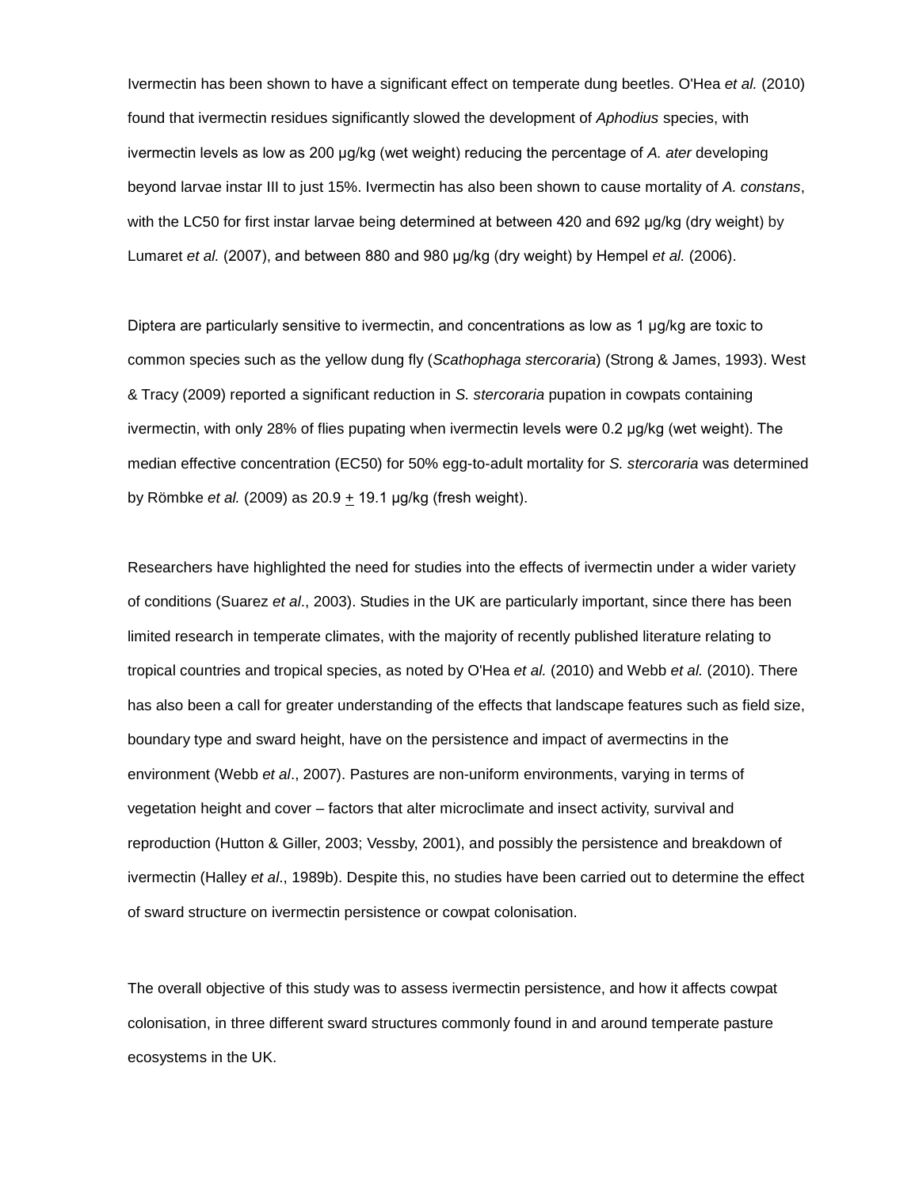Ivermectin has been shown to have a significant effect on temperate dung beetles. O'Hea *et al.* (2010) found that ivermectin residues significantly slowed the development of *Aphodius* species, with ivermectin levels as low as 200 µg/kg (wet weight) reducing the percentage of *A. ater* developing beyond larvae instar III to just 15%. Ivermectin has also been shown to cause mortality of *A. constans*, with the LC50 for first instar larvae being determined at between 420 and 692 µg/kg (dry weight) by Lumaret *et al.* (2007), and between 880 and 980 µg/kg (dry weight) by Hempel *et al.* (2006).

Diptera are particularly sensitive to ivermectin, and concentrations as low as 1 µg/kg are toxic to common species such as the yellow dung fly (*Scathophaga stercoraria*) (Strong & James, 1993). West & Tracy (2009) reported a significant reduction in *S. stercoraria* pupation in cowpats containing ivermectin, with only 28% of flies pupating when ivermectin levels were 0.2 µg/kg (wet weight). The median effective concentration (EC50) for 50% egg-to-adult mortality for *S. stercoraria* was determined by Römbke *et al.* (2009) as 20.9 $\pm$ 19.1 µg/kg (fresh weight).

Researchers have highlighted the need for studies into the effects of ivermectin under a wider variety of conditions (Suarez *et al*., 2003). Studies in the UK are particularly important, since there has been limited research in temperate climates, with the majority of recently published literature relating to tropical countries and tropical species, as noted by O'Hea *et al.* (2010) and Webb *et al.* (2010). There has also been a call for greater understanding of the effects that landscape features such as field size, boundary type and sward height, have on the persistence and impact of avermectins in the environment (Webb *et al*., 2007). Pastures are non-uniform environments, varying in terms of vegetation height and cover – factors that alter microclimate and insect activity, survival and reproduction (Hutton & Giller, 2003; Vessby, 2001), and possibly the persistence and breakdown of ivermectin (Halley *et al*., 1989b). Despite this, no studies have been carried out to determine the effect of sward structure on ivermectin persistence or cowpat colonisation.

The overall objective of this study was to assess ivermectin persistence, and how it affects cowpat colonisation, in three different sward structures commonly found in and around temperate pasture ecosystems in the UK.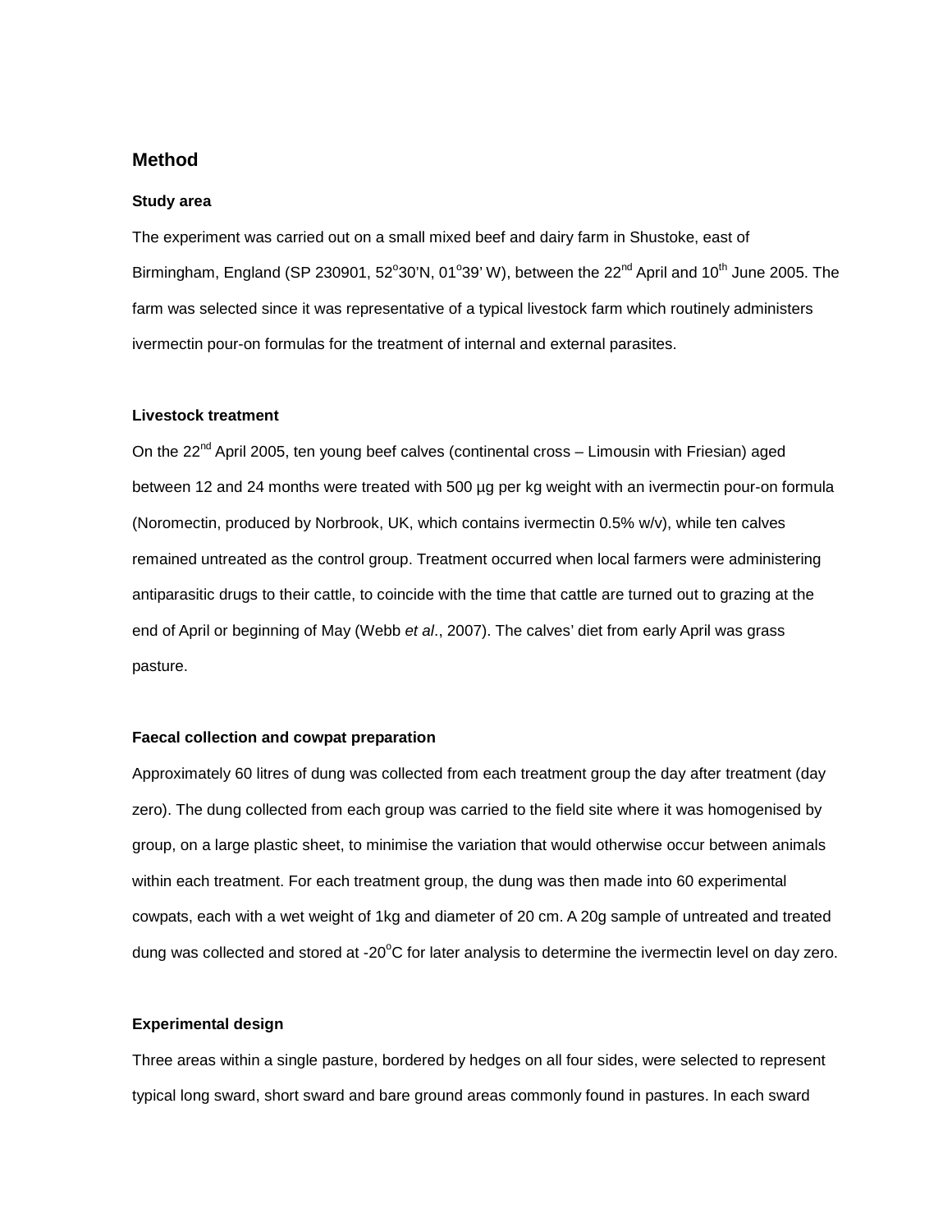## Method

### Study area

The experiment was carried out on a small mixed beef and dairy farm in Shustoke, east of Birmingham, England (SP 230901, 52°30'N, 01°39' W), between the 22nd April and 10th June 2005. The farm was selected since it was representative of a typical livestock farm which routinely administers ivermectin pour-on formulas for the treatment of internal and external parasites.

### Livestock treatment

On the 22nd April 2005, ten young beef calves (continental cross – Limousin with Friesian) aged between 12 and 24 months were treated with 500 µg per kg weight with an ivermectin pour-on formula (Noromectin, produced by Norbrook, UK, which contains ivermectin 0.5% w/v), while ten calves remained untreated as the control group. Treatment occurred when local farmers were administering antiparasitic drugs to their cattle, to coincide with the time that cattle are turned out to grazing at the end of April or beginning of May (Webb *et al*., 2007). The calves' diet from early April was grass pasture.

### Faecal collection and cowpat preparation

Approximately 60 litres of dung was collected from each treatment group the day after treatment (day zero). The dung collected from each group was carried to the field site where it was homogenised by group, on a large plastic sheet, to minimise the variation that would otherwise occur between animals within each treatment. For each treatment group, the dung was then made into 60 experimental cowpats, each with a wet weight of 1kg and diameter of 20 cm. A 20g sample of untreated and treated dung was collected and stored at -20°C for later analysis to determine the ivermectin level on day zero.

### Experimental design

Three areas within a single pasture, bordered by hedges on all four sides, were selected to represent typical long sward, short sward and bare ground areas commonly found in pastures. In each sward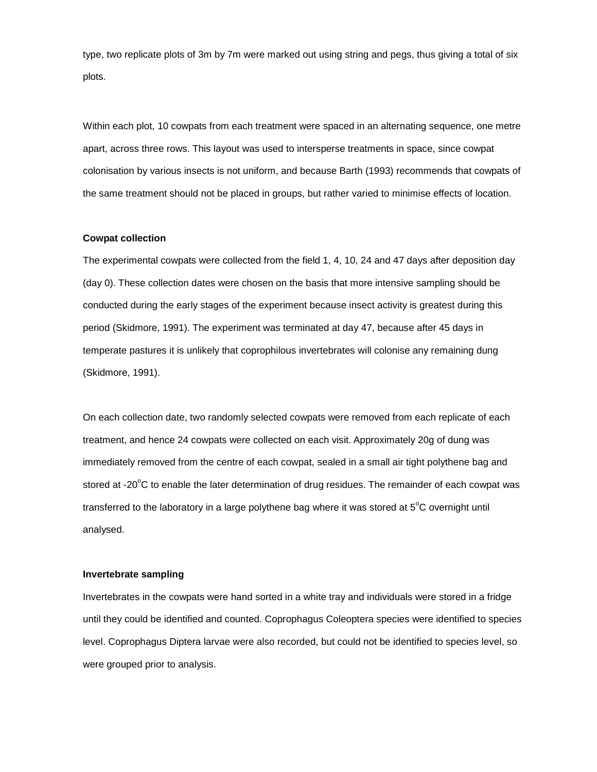type, two replicate plots of 3m by 7m were marked out using string and pegs, thus giving a total of six plots.

Within each plot, 10 cowpats from each treatment were spaced in an alternating sequence, one metre apart, across three rows. This layout was used to intersperse treatments in space, since cowpat colonisation by various insects is not uniform, and because Barth (1993) recommends that cowpats of the same treatment should not be placed in groups, but rather varied to minimise effects of location.

**Cowpat collection**

The experimental cowpats were collected from the field 1, 4, 10, 24 and 47 days after deposition day (day 0). These collection dates were chosen on the basis that more intensive sampling should be conducted during the early stages of the experiment because insect activity is greatest during this period (Skidmore, 1991). The experiment was terminated at day 47, because after 45 days in temperate pastures it is unlikely that coprophilous invertebrates will colonise any remaining dung (Skidmore, 1991).

On each collection date, two randomly selected cowpats were removed from each replicate of each treatment, and hence 24 cowpats were collected on each visit. Approximately 20g of dung was immediately removed from the centre of each cowpat, sealed in a small air tight polythene bag and stored at -20$^{o}$C to enable the later determination of drug residues. The remainder of each cowpat was transferred to the laboratory in a large polythene bag where it was stored at 5$^{o}$C overnight until analysed.

**Invertebrate sampling**

Invertebrates in the cowpats were hand sorted in a white tray and individuals were stored in a fridge until they could be identified and counted. Coprophagus Coleoptera species were identified to species level. Coprophagus Diptera larvae were also recorded, but could not be identified to species level, so were grouped prior to analysis.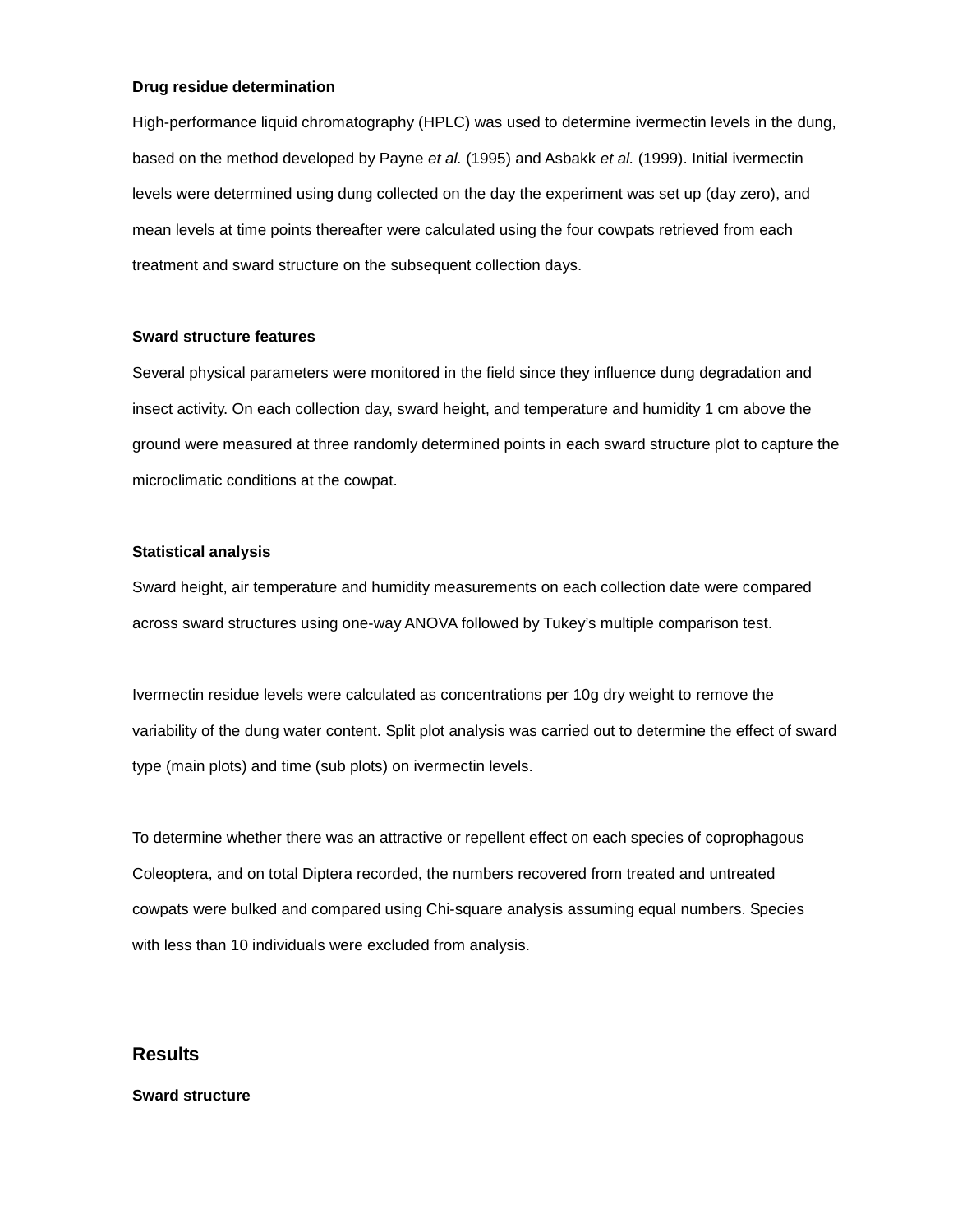**Drug residue determination**

High-performance liquid chromatography (HPLC) was used to determine ivermectin levels in the dung, based on the method developed by Payne *et al.* (1995) and Asbakk *et al.* (1999). Initial ivermectin levels were determined using dung collected on the day the experiment was set up (day zero), and mean levels at time points thereafter were calculated using the four cowpats retrieved from each treatment and sward structure on the subsequent collection days.

**Sward structure features**

Several physical parameters were monitored in the field since they influence dung degradation and insect activity. On each collection day, sward height, and temperature and humidity 1 cm above the ground were measured at three randomly determined points in each sward structure plot to capture the microclimatic conditions at the cowpat.

**Statistical analysis**

Sward height, air temperature and humidity measurements on each collection date were compared across sward structures using one-way ANOVA followed by Tukey's multiple comparison test.

Ivermectin residue levels were calculated as concentrations per 10g dry weight to remove the variability of the dung water content. Split plot analysis was carried out to determine the effect of sward type (main plots) and time (sub plots) on ivermectin levels.

To determine whether there was an attractive or repellent effect on each species of coprophagous Coleoptera, and on total Diptera recorded, the numbers recovered from treated and untreated cowpats were bulked and compared using Chi-square analysis assuming equal numbers. Species with less than 10 individuals were excluded from analysis.

## Results

**Sward structure**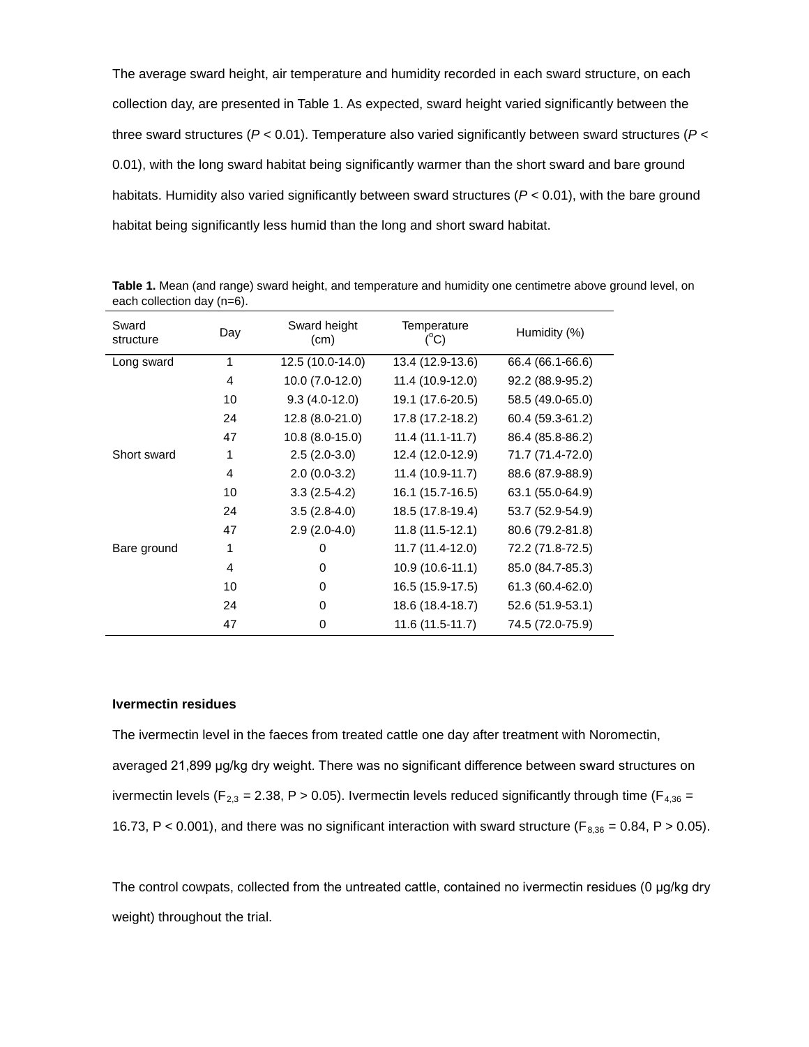The average sward height, air temperature and humidity recorded in each sward structure, on each collection day, are presented in Table 1. As expected, sward height varied significantly between the three sward structures ($P < 0.01$). Temperature also varied significantly between sward structures ($P < 0.01$), with the long sward habitat being significantly warmer than the short sward and bare ground habitats. Humidity also varied significantly between sward structures ($P < 0.01$), with the bare ground habitat being significantly less humid than the long and short sward habitat.

**Table 1.** Mean (and range) sward height, and temperature and humidity one centimetre above ground level, on each collection day (n=6).

| Sward structure | Day | Sward height (cm) | Temperature (°C) | Humidity (%) |
|---|---|---|---|---|
| Long sward | 1 | 12.5 (10.0-14.0) | 13.4 (12.9-13.6) | 66.4 (66.1-66.6) |
| | 4 | 10.0 (7.0-12.0) | 11.4 (10.9-12.0) | 92.2 (88.9-95.2) |
| | 10 | 9.3 (4.0-12.0) | 19.1 (17.6-20.5) | 58.5 (49.0-65.0) |
| | 24 | 12.8 (8.0-21.0) | 17.8 (17.2-18.2) | 60.4 (59.3-61.2) |
| | 47 | 10.8 (8.0-15.0) | 11.4 (11.1-11.7) | 86.4 (85.8-86.2) |
| Short sward | 1 | 2.5 (2.0-3.0) | 12.4 (12.0-12.9) | 71.7 (71.4-72.0) |
| | 4 | 2.0 (0.0-3.2) | 11.4 (10.9-11.7) | 88.6 (87.9-88.9) |
| | 10 | 3.3 (2.5-4.2) | 16.1 (15.7-16.5) | 63.1 (55.0-64.9) |
| | 24 | 3.5 (2.8-4.0) | 18.5 (17.8-19.4) | 53.7 (52.9-54.9) |
| | 47 | 2.9 (2.0-4.0) | 11.8 (11.5-12.1) | 80.6 (79.2-81.8) |
| Bare ground | 1 | 0 | 11.7 (11.4-12.0) | 72.2 (71.8-72.5) |
| | 4 | 0 | 10.9 (10.6-11.1) | 85.0 (84.7-85.3) |
| | 10 | 0 | 16.5 (15.9-17.5) | 61.3 (60.4-62.0) |
| | 24 | 0 | 18.6 (18.4-18.7) | 52.6 (51.9-53.1) |
| | 47 | 0 | 11.6 (11.5-11.7) | 74.5 (72.0-75.9) |

**Ivermectin residues**

The ivermectin level in the faeces from treated cattle one day after treatment with Noromectin, averaged 21,899 μg/kg dry weight. There was no significant difference between sward structures on ivermectin levels ($F_{2,3} = 2.38$, $P > 0.05$). Ivermectin levels reduced significantly through time ($F_{4,36} = 16.73$, $P < 0.001$), and there was no significant interaction with sward structure ($F_{8,36} = 0.84$, $P > 0.05$).

The control cowpats, collected from the untreated cattle, contained no ivermectin residues (0 μg/kg dry weight) throughout the trial.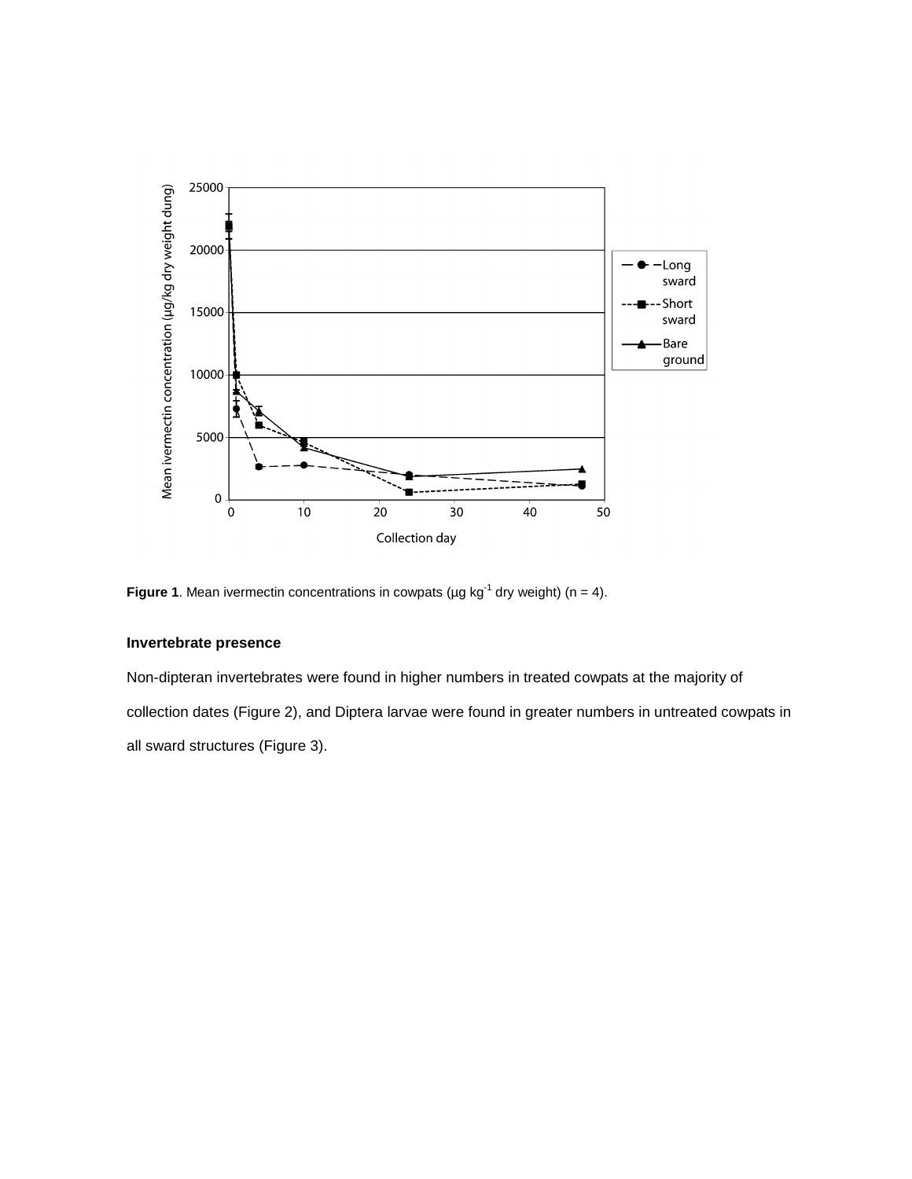**Figure 1**. Mean ivermectin concentrations in cowpats (µg $kg^{-1}$ dry weight) (n = 4).

### Invertebrate presence

Non-dipteran invertebrates were found in higher numbers in treated cowpats at the majority of collection dates (Figure 2), and Diptera larvae were found in greater numbers in untreated cowpats in all sward structures (Figure 3).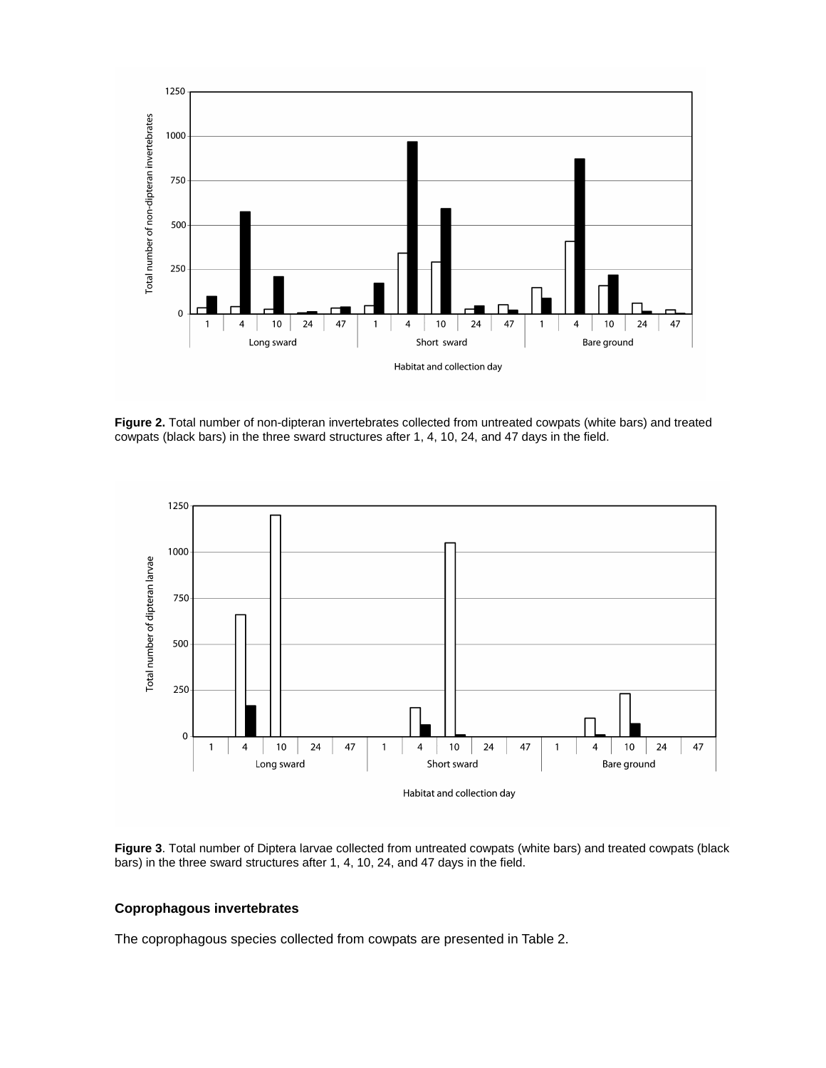**Figure 2.** Total number of non-dipteran invertebrates collected from untreated cowpats (white bars) and treated cowpats (black bars) in the three sward structures after 1, 4, 10, 24, and 47 days in the field.

**Figure 3**. Total number of Diptera larvae collected from untreated cowpats (white bars) and treated cowpats (black bars) in the three sward structures after 1, 4, 10, 24, and 47 days in the field.

### Coprophagous invertebrates

The coprophagous species collected from cowpats are presented in Table 2.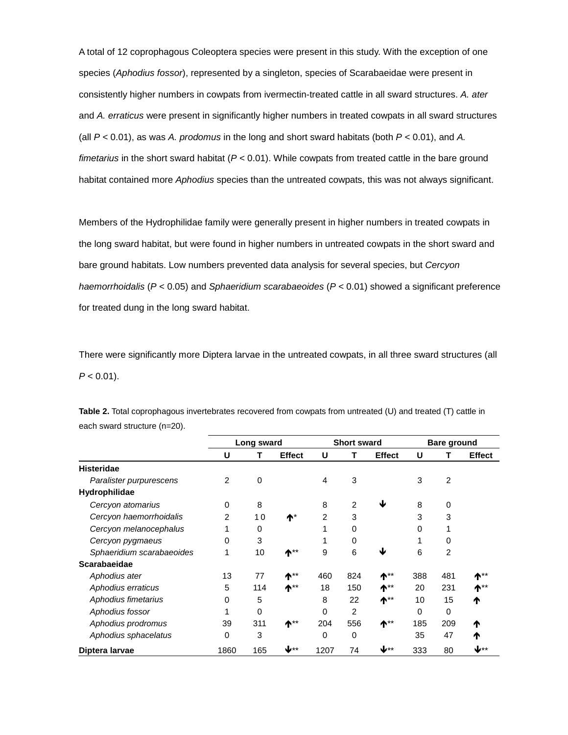A total of 12 coprophagous Coleoptera species were present in this study. With the exception of one species (*Aphodius fossor*), represented by a singleton, species of Scarabaeidae were present in consistently higher numbers in cowpats from ivermectin-treated cattle in all sward structures. *A. ater* and *A. erraticus* were present in significantly higher numbers in treated cowpats in all sward structures (all $P < 0.01$), as was *A. prodomus* in the long and short sward habitats (both $P < 0.01$), and *A. fimetarius* in the short sward habitat ($P < 0.01$). While cowpats from treated cattle in the bare ground habitat contained more *Aphodius* species than the untreated cowpats, this was not always significant.

Members of the Hydrophilidae family were generally present in higher numbers in treated cowpats in the long sward habitat, but were found in higher numbers in untreated cowpats in the short sward and bare ground habitats. Low numbers prevented data analysis for several species, but *Cercyon haemorrhoidalis* ($P < 0.05$) and *Sphaeridium scarabaeoides* ($P < 0.01$) showed a significant preference for treated dung in the long sward habitat.

There were significantly more Diptera larvae in the untreated cowpats, in all three sward structures (all $P < 0.01$).

**Table 2.** Total coprophagous invertebrates recovered from cowpats from untreated (U) and treated (T) cattle in each sward structure (n=20).

| | Long sward | | | Short sward | | | Bare ground | | |
|---|---|---|---|---|---|---|---|---|---|
| | U | T | Effect | U | T | Effect | U | T | Effect |
| **Histeridae** | | | | | | | | | |
| *Paralister purpurescens* | 2 | 0 | | 4 | 3 | | 3 | 2 | |
| **Hydrophilidae** | | | | | | | | | |
| *Cercyon atomarius* | 0 | 8 | | 8 | 2 | ↓ | 8 | 0 | |
| *Cercyon haemorrhoidalis* | 2 | 10 | ↑* | 2 | 3 | | 3 | 3 | |
| *Cercyon melanocephalus* | 1 | 0 | | 1 | 0 | | 0 | 1 | |
| *Cercyon pygmaeus* | 0 | 3 | | 1 | 0 | | 1 | 0 | |
| *Sphaeridium scarabaeoides* | 1 | 10 | ↑** | 9 | 6 | ↓ | 6 | 2 | |
| **Scarabaeidae** | | | | | | | | | |
| *Aphodius ater* | 13 | 77 | ↑** | 460 | 824 | ↑** | 388 | 481 | ↑** |
| *Aphodius erraticus* | 5 | 114 | ↑** | 18 | 150 | ↑** | 20 | 231 | ↑** |
| *Aphodius fimetarius* | 0 | 5 | | 8 | 22 | ↑** | 10 | 15 | ↑ |
| *Aphodius fossor* | 1 | 0 | | 0 | 2 | | 0 | 0 | |
| *Aphodius prodromus* | 39 | 311 | ↑** | 204 | 556 | ↑** | 185 | 209 | ↑ |
| *Aphodius sphacelatus* | 0 | 3 | | 0 | 0 | | 35 | 47 | ↑ |
| **Diptera larvae** | 1860 | 165 | ↓** | 1207 | 74 | ↓** | 333 | 80 | ↓** |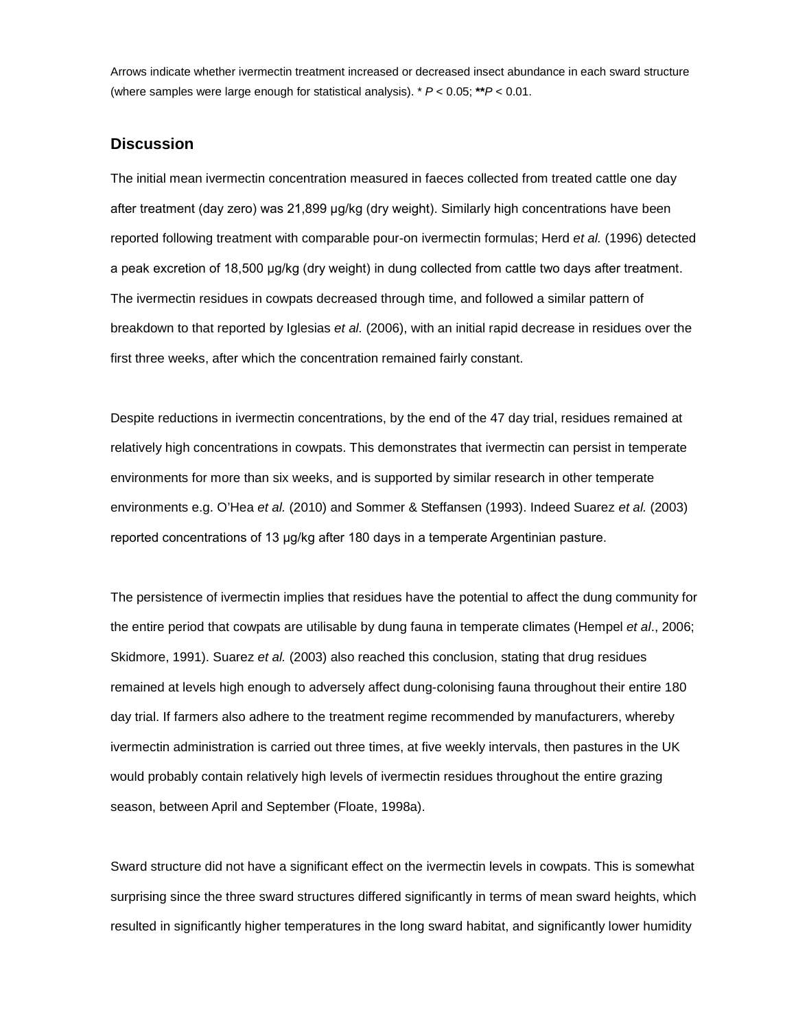Arrows indicate whether ivermectin treatment increased or decreased insect abundance in each sward structure (where samples were large enough for statistical analysis). * $P < 0.05$; **$P < 0.01$.

## Discussion

The initial mean ivermectin concentration measured in faeces collected from treated cattle one day after treatment (day zero) was 21,899 μg/kg (dry weight). Similarly high concentrations have been reported following treatment with comparable pour-on ivermectin formulas; Herd *et al.* (1996) detected a peak excretion of 18,500 μg/kg (dry weight) in dung collected from cattle two days after treatment. The ivermectin residues in cowpats decreased through time, and followed a similar pattern of breakdown to that reported by Iglesias *et al.* (2006), with an initial rapid decrease in residues over the first three weeks, after which the concentration remained fairly constant.

Despite reductions in ivermectin concentrations, by the end of the 47 day trial, residues remained at relatively high concentrations in cowpats. This demonstrates that ivermectin can persist in temperate environments for more than six weeks, and is supported by similar research in other temperate environments e.g. O'Hea *et al.* (2010) and Sommer & Steffansen (1993). Indeed Suarez *et al.* (2003) reported concentrations of 13 μg/kg after 180 days in a temperate Argentinian pasture.

The persistence of ivermectin implies that residues have the potential to affect the dung community for the entire period that cowpats are utilisable by dung fauna in temperate climates (Hempel *et al*., 2006; Skidmore, 1991). Suarez *et al.* (2003) also reached this conclusion, stating that drug residues remained at levels high enough to adversely affect dung-colonising fauna throughout their entire 180 day trial. If farmers also adhere to the treatment regime recommended by manufacturers, whereby ivermectin administration is carried out three times, at five weekly intervals, then pastures in the UK would probably contain relatively high levels of ivermectin residues throughout the entire grazing season, between April and September (Floate, 1998a).

Sward structure did not have a significant effect on the ivermectin levels in cowpats. This is somewhat surprising since the three sward structures differed significantly in terms of mean sward heights, which resulted in significantly higher temperatures in the long sward habitat, and significantly lower humidity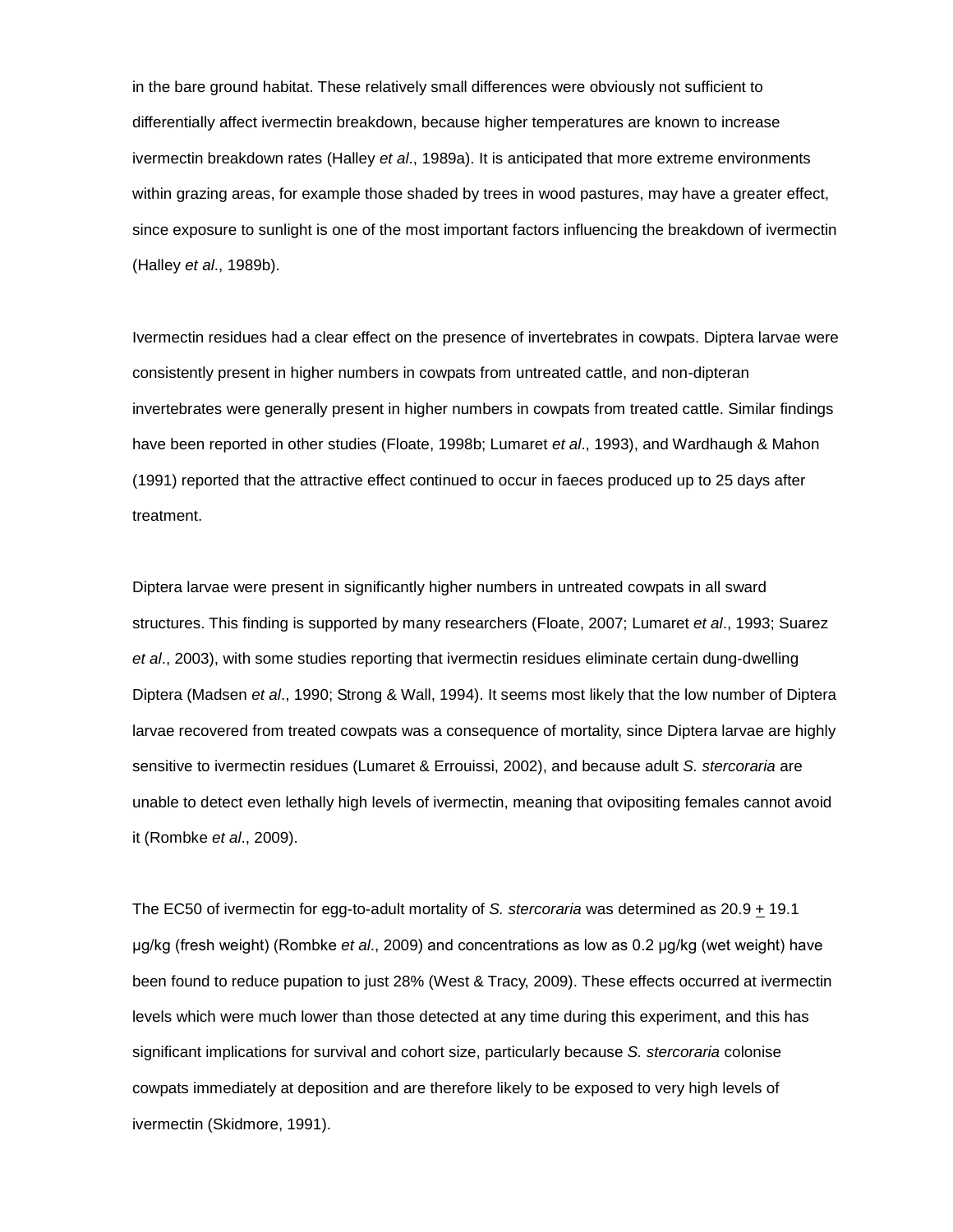in the bare ground habitat. These relatively small differences were obviously not sufficient to differentially affect ivermectin breakdown, because higher temperatures are known to increase ivermectin breakdown rates (Halley *et al*., 1989a). It is anticipated that more extreme environments within grazing areas, for example those shaded by trees in wood pastures, may have a greater effect, since exposure to sunlight is one of the most important factors influencing the breakdown of ivermectin (Halley *et al*., 1989b).

Ivermectin residues had a clear effect on the presence of invertebrates in cowpats. Diptera larvae were consistently present in higher numbers in cowpats from untreated cattle, and non-dipteran invertebrates were generally present in higher numbers in cowpats from treated cattle. Similar findings have been reported in other studies (Floate, 1998b; Lumaret *et al*., 1993), and Wardhaugh & Mahon (1991) reported that the attractive effect continued to occur in faeces produced up to 25 days after treatment.

Diptera larvae were present in significantly higher numbers in untreated cowpats in all sward structures. This finding is supported by many researchers (Floate, 2007; Lumaret *et al*., 1993; Suarez *et al*., 2003), with some studies reporting that ivermectin residues eliminate certain dung-dwelling Diptera (Madsen *et al*., 1990; Strong & Wall, 1994). It seems most likely that the low number of Diptera larvae recovered from treated cowpats was a consequence of mortality, since Diptera larvae are highly sensitive to ivermectin residues (Lumaret & Errouissi, 2002), and because adult *S. stercoraria* are unable to detect even lethally high levels of ivermectin, meaning that ovipositing females cannot avoid it (Rombke *et al*., 2009).

The EC50 of ivermectin for egg-to-adult mortality of *S. stercoraria* was determined as 20.9 $\pm$ 19.1 µg/kg (fresh weight) (Rombke *et al*., 2009) and concentrations as low as 0.2 µg/kg (wet weight) have been found to reduce pupation to just 28% (West & Tracy, 2009). These effects occurred at ivermectin levels which were much lower than those detected at any time during this experiment, and this has significant implications for survival and cohort size, particularly because *S. stercoraria* colonise cowpats immediately at deposition and are therefore likely to be exposed to very high levels of ivermectin (Skidmore, 1991).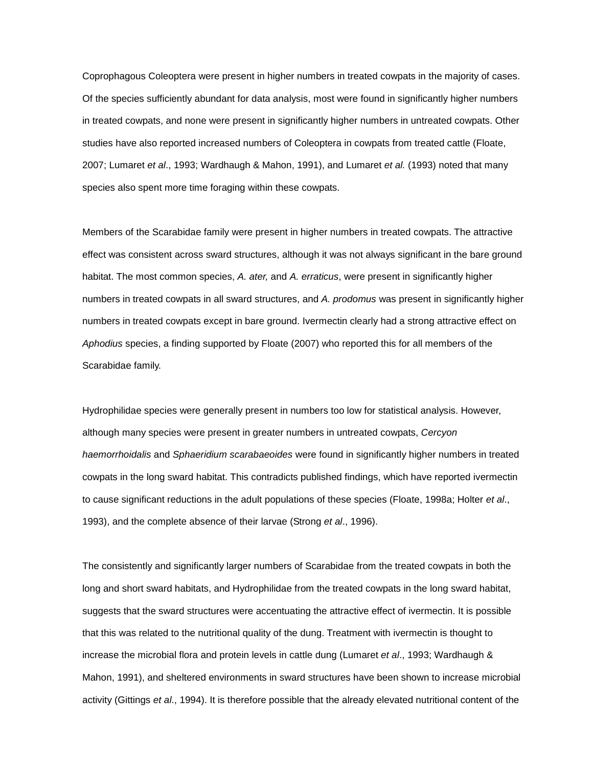Coprophagous Coleoptera were present in higher numbers in treated cowpats in the majority of cases. Of the species sufficiently abundant for data analysis, most were found in significantly higher numbers in treated cowpats, and none were present in significantly higher numbers in untreated cowpats. Other studies have also reported increased numbers of Coleoptera in cowpats from treated cattle (Floate, 2007; Lumaret *et al*., 1993; Wardhaugh & Mahon, 1991), and Lumaret *et al.* (1993) noted that many species also spent more time foraging within these cowpats.

Members of the Scarabidae family were present in higher numbers in treated cowpats. The attractive effect was consistent across sward structures, although it was not always significant in the bare ground habitat. The most common species, *A. ater,* and *A. erraticus*, were present in significantly higher numbers in treated cowpats in all sward structures, and *A. prodomus* was present in significantly higher numbers in treated cowpats except in bare ground. Ivermectin clearly had a strong attractive effect on *Aphodius* species, a finding supported by Floate (2007) who reported this for all members of the Scarabidae family.

Hydrophilidae species were generally present in numbers too low for statistical analysis. However, although many species were present in greater numbers in untreated cowpats, *Cercyon haemorrhoidalis* and *Sphaeridium scarabaeoides* were found in significantly higher numbers in treated cowpats in the long sward habitat. This contradicts published findings, which have reported ivermectin to cause significant reductions in the adult populations of these species (Floate, 1998a; Holter *et al*., 1993), and the complete absence of their larvae (Strong *et al*., 1996).

The consistently and significantly larger numbers of Scarabidae from the treated cowpats in both the long and short sward habitats, and Hydrophilidae from the treated cowpats in the long sward habitat, suggests that the sward structures were accentuating the attractive effect of ivermectin. It is possible that this was related to the nutritional quality of the dung. Treatment with ivermectin is thought to increase the microbial flora and protein levels in cattle dung (Lumaret *et al*., 1993; Wardhaugh & Mahon, 1991), and sheltered environments in sward structures have been shown to increase microbial activity (Gittings *et al*., 1994). It is therefore possible that the already elevated nutritional content of the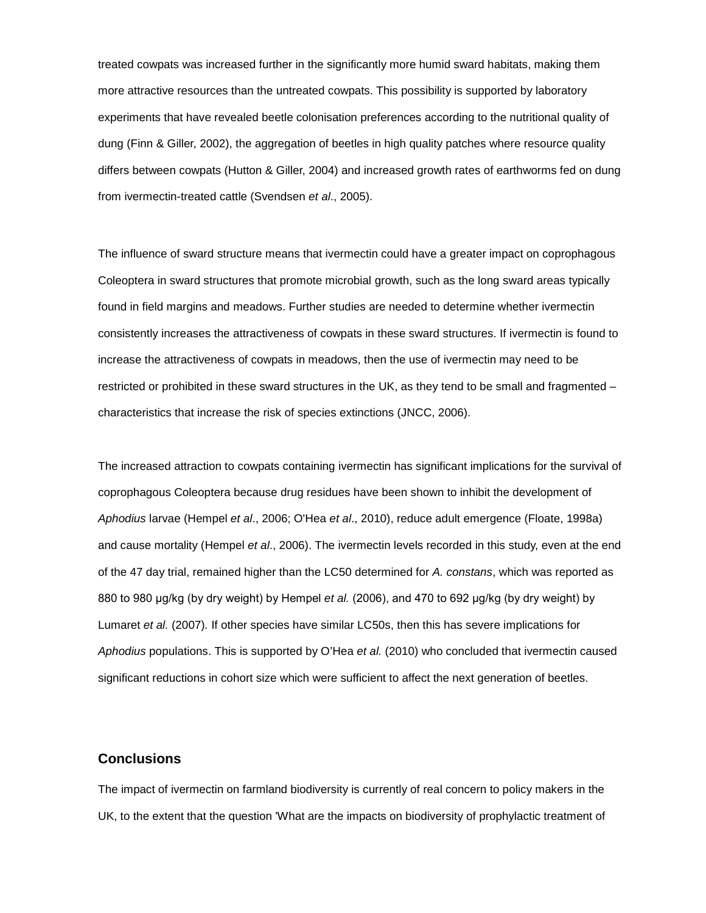treated cowpats was increased further in the significantly more humid sward habitats, making them more attractive resources than the untreated cowpats. This possibility is supported by laboratory experiments that have revealed beetle colonisation preferences according to the nutritional quality of dung (Finn & Giller, 2002), the aggregation of beetles in high quality patches where resource quality differs between cowpats (Hutton & Giller, 2004) and increased growth rates of earthworms fed on dung from ivermectin-treated cattle (Svendsen *et al*., 2005).

The influence of sward structure means that ivermectin could have a greater impact on coprophagous Coleoptera in sward structures that promote microbial growth, such as the long sward areas typically found in field margins and meadows. Further studies are needed to determine whether ivermectin consistently increases the attractiveness of cowpats in these sward structures. If ivermectin is found to increase the attractiveness of cowpats in meadows, then the use of ivermectin may need to be restricted or prohibited in these sward structures in the UK, as they tend to be small and fragmented – characteristics that increase the risk of species extinctions (JNCC, 2006).

The increased attraction to cowpats containing ivermectin has significant implications for the survival of coprophagous Coleoptera because drug residues have been shown to inhibit the development of *Aphodius* larvae (Hempel *et al*., 2006; O'Hea *et al*., 2010), reduce adult emergence (Floate, 1998a) and cause mortality (Hempel *et al*., 2006). The ivermectin levels recorded in this study, even at the end of the 47 day trial, remained higher than the LC50 determined for *A. constans*, which was reported as 880 to 980 µg/kg (by dry weight) by Hempel *et al.* (2006), and 470 to 692 µg/kg (by dry weight) by Lumaret *et al.* (2007). If other species have similar LC50s, then this has severe implications for *Aphodius* populations. This is supported by O'Hea *et al.* (2010) who concluded that ivermectin caused significant reductions in cohort size which were sufficient to affect the next generation of beetles.

## Conclusions

The impact of ivermectin on farmland biodiversity is currently of real concern to policy makers in the UK, to the extent that the question 'What are the impacts on biodiversity of prophylactic treatment of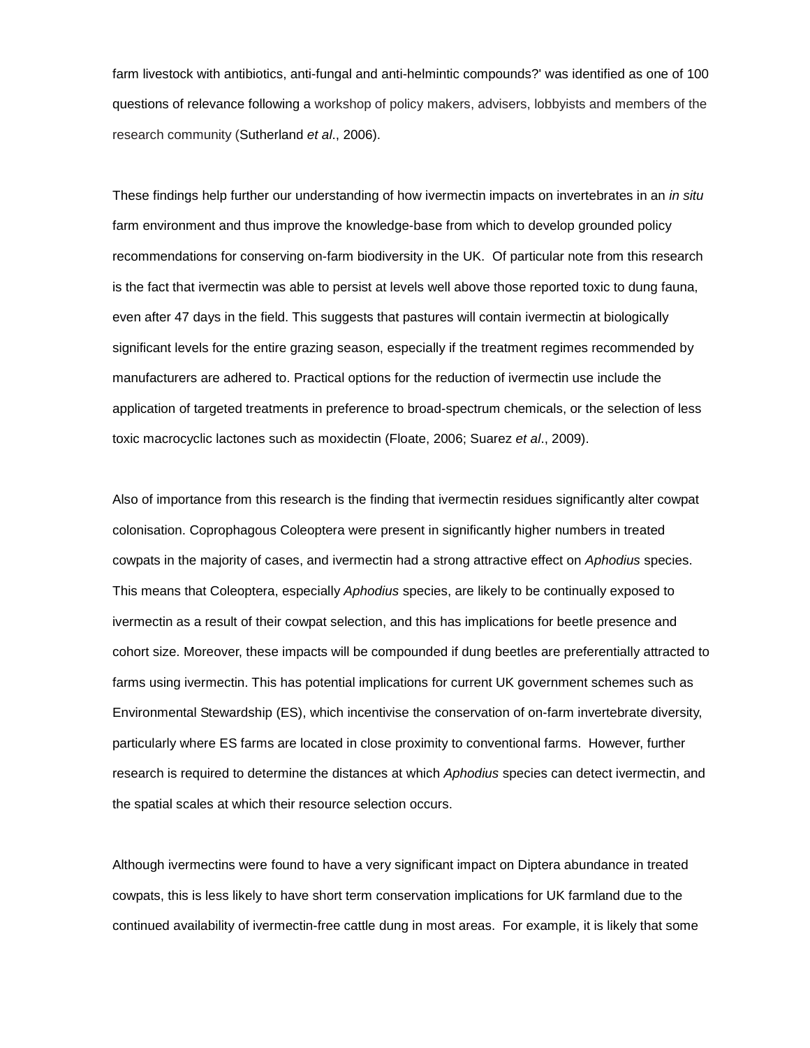farm livestock with antibiotics, anti-fungal and anti-helmintic compounds?' was identified as one of 100 questions of relevance following a workshop of policy makers, advisers, lobbyists and members of the research community (Sutherland *et al*., 2006).

These findings help further our understanding of how ivermectin impacts on invertebrates in an *in situ* farm environment and thus improve the knowledge-base from which to develop grounded policy recommendations for conserving on-farm biodiversity in the UK. Of particular note from this research is the fact that ivermectin was able to persist at levels well above those reported toxic to dung fauna, even after 47 days in the field. This suggests that pastures will contain ivermectin at biologically significant levels for the entire grazing season, especially if the treatment regimes recommended by manufacturers are adhered to. Practical options for the reduction of ivermectin use include the application of targeted treatments in preference to broad-spectrum chemicals, or the selection of less toxic macrocyclic lactones such as moxidectin (Floate, 2006; Suarez *et al*., 2009).

Also of importance from this research is the finding that ivermectin residues significantly alter cowpat colonisation. Coprophagous Coleoptera were present in significantly higher numbers in treated cowpats in the majority of cases, and ivermectin had a strong attractive effect on *Aphodius* species. This means that Coleoptera, especially *Aphodius* species, are likely to be continually exposed to ivermectin as a result of their cowpat selection, and this has implications for beetle presence and cohort size. Moreover, these impacts will be compounded if dung beetles are preferentially attracted to farms using ivermectin. This has potential implications for current UK government schemes such as Environmental Stewardship (ES), which incentivise the conservation of on-farm invertebrate diversity, particularly where ES farms are located in close proximity to conventional farms. However, further research is required to determine the distances at which *Aphodius* species can detect ivermectin, and the spatial scales at which their resource selection occurs.

Although ivermectins were found to have a very significant impact on Diptera abundance in treated cowpats, this is less likely to have short term conservation implications for UK farmland due to the continued availability of ivermectin-free cattle dung in most areas. For example, it is likely that some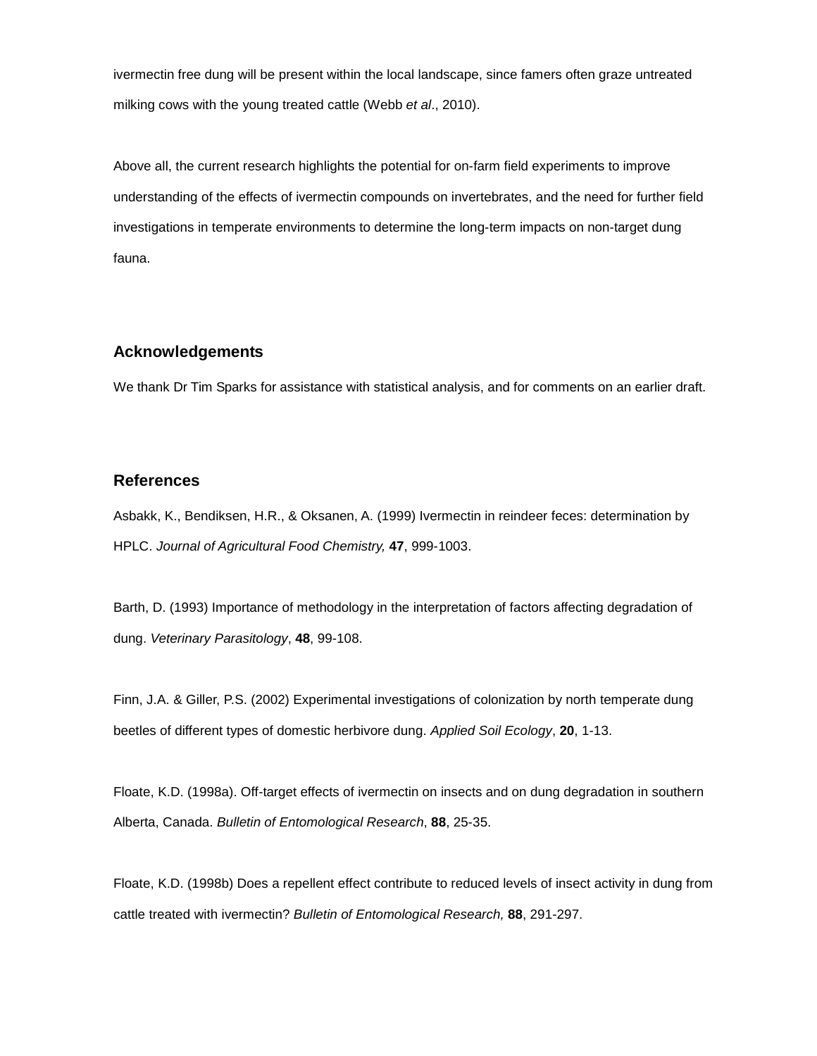ivermectin free dung will be present within the local landscape, since famers often graze untreated milking cows with the young treated cattle (Webb *et al*., 2010).

Above all, the current research highlights the potential for on-farm field experiments to improve understanding of the effects of ivermectin compounds on invertebrates, and the need for further field investigations in temperate environments to determine the long-term impacts on non-target dung fauna.

## Acknowledgements

We thank Dr Tim Sparks for assistance with statistical analysis, and for comments on an earlier draft.

## References

Asbakk, K., Bendiksen, H.R., & Oksanen, A. (1999) Ivermectin in reindeer feces: determination by HPLC. *Journal of Agricultural Food Chemistry,* **47**, 999-1003.

Barth, D. (1993) Importance of methodology in the interpretation of factors affecting degradation of dung. *Veterinary Parasitology*, **48**, 99-108.

Finn, J.A. & Giller, P.S. (2002) Experimental investigations of colonization by north temperate dung beetles of different types of domestic herbivore dung. *Applied Soil Ecology*, **20**, 1-13.

Floate, K.D. (1998a). Off-target effects of ivermectin on insects and on dung degradation in southern Alberta, Canada. *Bulletin of Entomological Research*, **88**, 25-35.

Floate, K.D. (1998b) Does a repellent effect contribute to reduced levels of insect activity in dung from cattle treated with ivermectin? *Bulletin of Entomological Research,* **88**, 291-297.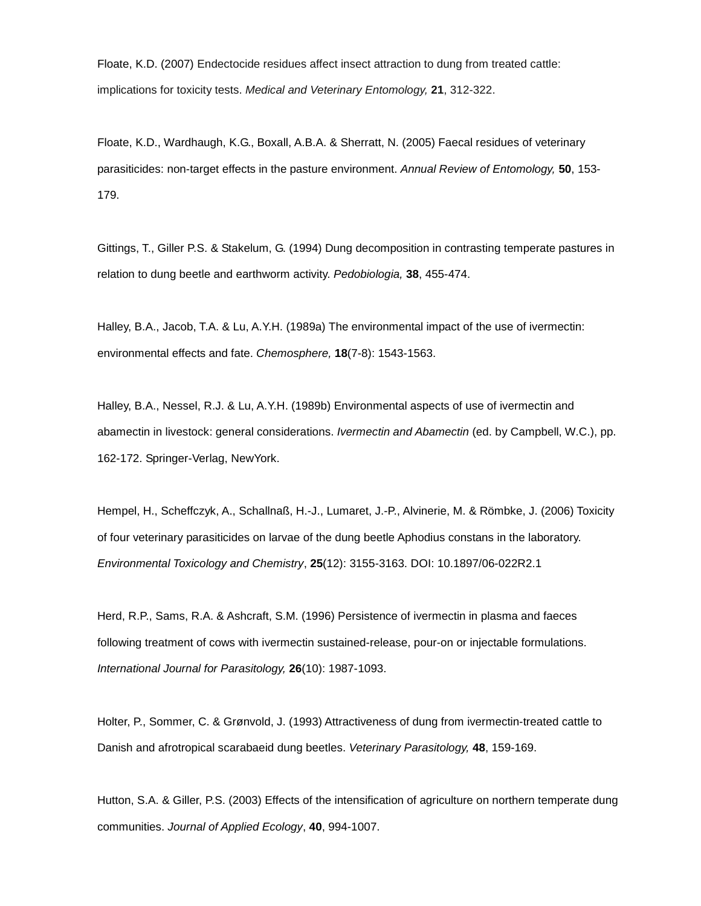Floate, K.D. (2007) Endectocide residues affect insect attraction to dung from treated cattle: implications for toxicity tests. *Medical and Veterinary Entomology,* **21**, 312-322.

Floate, K.D., Wardhaugh, K.G., Boxall, A.B.A. & Sherratt, N. (2005) Faecal residues of veterinary parasiticides: non-target effects in the pasture environment. *Annual Review of Entomology,* **50**, 153-179.

Gittings, T., Giller P.S. & Stakelum, G. (1994) Dung decomposition in contrasting temperate pastures in relation to dung beetle and earthworm activity. *Pedobiologia,* **38**, 455-474.

Halley, B.A., Jacob, T.A. & Lu, A.Y.H. (1989a) The environmental impact of the use of ivermectin: environmental effects and fate. *Chemosphere,* **18**(7-8): 1543-1563.

Halley, B.A., Nessel, R.J. & Lu, A.Y.H. (1989b) Environmental aspects of use of ivermectin and abamectin in livestock: general considerations. *Ivermectin and Abamectin* (ed. by Campbell, W.C.), pp. 162-172. Springer-Verlag, NewYork.

Hempel, H., Scheffczyk, A., Schallnaß, H.-J., Lumaret, J.-P., Alvinerie, M. & Römbke, J. (2006) Toxicity of four veterinary parasiticides on larvae of the dung beetle Aphodius constans in the laboratory. *Environmental Toxicology and Chemistry*, **25**(12): 3155-3163. DOI: 10.1897/06-022R2.1

Herd, R.P., Sams, R.A. & Ashcraft, S.M. (1996) Persistence of ivermectin in plasma and faeces following treatment of cows with ivermectin sustained-release, pour-on or injectable formulations. *International Journal for Parasitology,* **26**(10): 1987-1093.

Holter, P., Sommer, C. & Grønvold, J. (1993) Attractiveness of dung from ivermectin-treated cattle to Danish and afrotropical scarabaeid dung beetles. *Veterinary Parasitology,* **48**, 159-169.

Hutton, S.A. & Giller, P.S. (2003) Effects of the intensification of agriculture on northern temperate dung communities. *Journal of Applied Ecology*, **40**, 994-1007.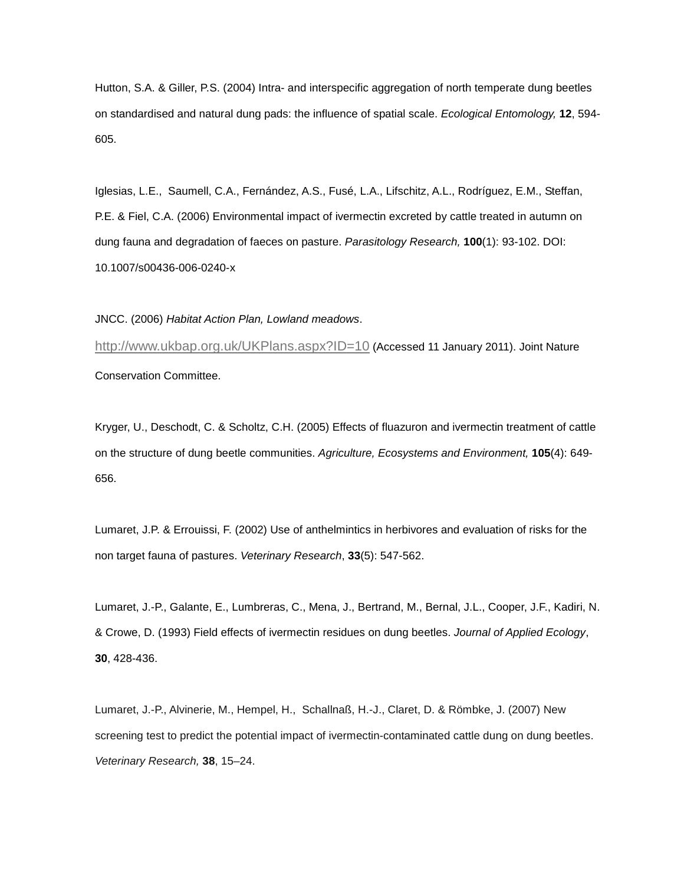Hutton, S.A. & Giller, P.S. (2004) Intra- and interspecific aggregation of north temperate dung beetles on standardised and natural dung pads: the influence of spatial scale. *Ecological Entomology,* **12**, 594-605.

Iglesias, L.E., Saumell, C.A., Fernández, A.S., Fusé, L.A., Lifschitz, A.L., Rodríguez, E.M., Steffan, P.E. & Fiel, C.A. (2006) Environmental impact of ivermectin excreted by cattle treated in autumn on dung fauna and degradation of faeces on pasture. *Parasitology Research,* **100**(1): 93-102. DOI: 10.1007/s00436-006-0240-x

JNCC. (2006) *Habitat Action Plan, Lowland meadows*. http://www.ukbap.org.uk/UKPlans.aspx?ID=10 (Accessed 11 January 2011). Joint Nature Conservation Committee.

Kryger, U., Deschodt, C. & Scholtz, C.H. (2005) Effects of fluazuron and ivermectin treatment of cattle on the structure of dung beetle communities. *Agriculture, Ecosystems and Environment,* **105**(4): 649-656.

Lumaret, J.P. & Errouissi, F. (2002) Use of anthelmintics in herbivores and evaluation of risks for the non target fauna of pastures. *Veterinary Research*, **33**(5): 547-562.

Lumaret, J.-P., Galante, E., Lumbreras, C., Mena, J., Bertrand, M., Bernal, J.L., Cooper, J.F., Kadiri, N. & Crowe, D. (1993) Field effects of ivermectin residues on dung beetles. *Journal of Applied Ecology*, **30**, 428-436.

Lumaret, J.-P., Alvinerie, M., Hempel, H., Schallnaß, H.-J., Claret, D. & Römbke, J. (2007) New screening test to predict the potential impact of ivermectin-contaminated cattle dung on dung beetles. *Veterinary Research,* **38**, 15–24.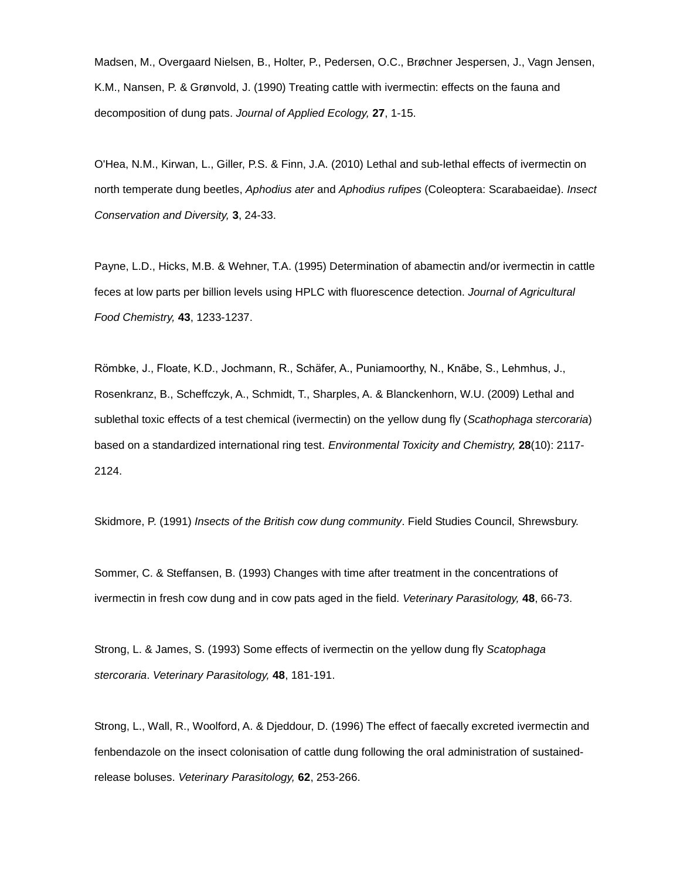Madsen, M., Overgaard Nielsen, B., Holter, P., Pedersen, O.C., Brøchner Jespersen, J., Vagn Jensen, K.M., Nansen, P. & Grønvold, J. (1990) Treating cattle with ivermectin: effects on the fauna and decomposition of dung pats. *Journal of Applied Ecology,* **27**, 1-15.

O'Hea, N.M., Kirwan, L., Giller, P.S. & Finn, J.A. (2010) Lethal and sub-lethal effects of ivermectin on north temperate dung beetles, *Aphodius ater* and *Aphodius rufipes* (Coleoptera: Scarabaeidae). *Insect Conservation and Diversity,* **3**, 24-33.

Payne, L.D., Hicks, M.B. & Wehner, T.A. (1995) Determination of abamectin and/or ivermectin in cattle feces at low parts per billion levels using HPLC with fluorescence detection. *Journal of Agricultural Food Chemistry,* **43**, 1233-1237.

Römbke, J., Floate, K.D., Jochmann, R., Schäfer, A., Puniamoorthy, N., Knābe, S., Lehmhus, J., Rosenkranz, B., Scheffczyk, A., Schmidt, T., Sharples, A. & Blanckenhorn, W.U. (2009) Lethal and sublethal toxic effects of a test chemical (ivermectin) on the yellow dung fly (*Scathophaga stercoraria*) based on a standardized international ring test. *Environmental Toxicity and Chemistry,* **28**(10): 2117-2124.

Skidmore, P. (1991) *Insects of the British cow dung community*. Field Studies Council, Shrewsbury.

Sommer, C. & Steffansen, B. (1993) Changes with time after treatment in the concentrations of ivermectin in fresh cow dung and in cow pats aged in the field. *Veterinary Parasitology,* **48**, 66-73.

Strong, L. & James, S. (1993) Some effects of ivermectin on the yellow dung fly *Scatophaga stercoraria*. *Veterinary Parasitology,* **48**, 181-191.

Strong, L., Wall, R., Woolford, A. & Djeddour, D. (1996) The effect of faecally excreted ivermectin and fenbendazole on the insect colonisation of cattle dung following the oral administration of sustained-release boluses. *Veterinary Parasitology,* **62**, 253-266.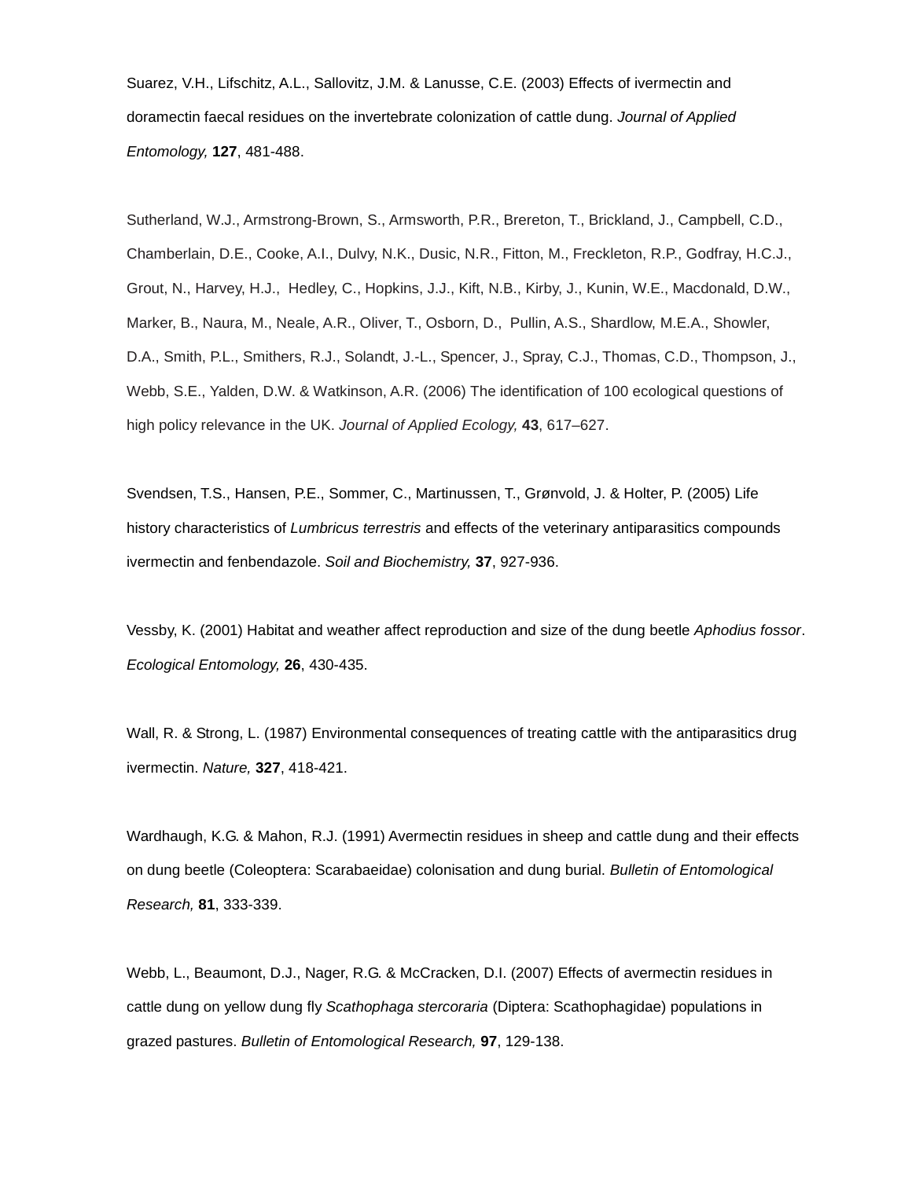Suarez, V.H., Lifschitz, A.L., Sallovitz, J.M. & Lanusse, C.E. (2003) Effects of ivermectin and doramectin faecal residues on the invertebrate colonization of cattle dung. *Journal of Applied Entomology,* **127**, 481-488.

Sutherland, W.J., Armstrong-Brown, S., Armsworth, P.R., Brereton, T., Brickland, J., Campbell, C.D., Chamberlain, D.E., Cooke, A.I., Dulvy, N.K., Dusic, N.R., Fitton, M., Freckleton, R.P., Godfray, H.C.J., Grout, N., Harvey, H.J., Hedley, C., Hopkins, J.J., Kift, N.B., Kirby, J., Kunin, W.E., Macdonald, D.W., Marker, B., Naura, M., Neale, A.R., Oliver, T., Osborn, D., Pullin, A.S., Shardlow, M.E.A., Showler, D.A., Smith, P.L., Smithers, R.J., Solandt, J.-L., Spencer, J., Spray, C.J., Thomas, C.D., Thompson, J., Webb, S.E., Yalden, D.W. & Watkinson, A.R. (2006) The identification of 100 ecological questions of high policy relevance in the UK. *Journal of Applied Ecology,* **43**, 617–627.

Svendsen, T.S., Hansen, P.E., Sommer, C., Martinussen, T., Grønvold, J. & Holter, P. (2005) Life history characteristics of *Lumbricus terrestris* and effects of the veterinary antiparasitics compounds ivermectin and fenbendazole. *Soil and Biochemistry,* **37**, 927-936.

Vessby, K. (2001) Habitat and weather affect reproduction and size of the dung beetle *Aphodius fossor*. *Ecological Entomology,* **26**, 430-435.

Wall, R. & Strong, L. (1987) Environmental consequences of treating cattle with the antiparasitics drug ivermectin. *Nature,* **327**, 418-421.

Wardhaugh, K.G. & Mahon, R.J. (1991) Avermectin residues in sheep and cattle dung and their effects on dung beetle (Coleoptera: Scarabaeidae) colonisation and dung burial. *Bulletin of Entomological Research,* **81**, 333-339.

Webb, L., Beaumont, D.J., Nager, R.G. & McCracken, D.I. (2007) Effects of avermectin residues in cattle dung on yellow dung fly *Scathophaga stercoraria* (Diptera: Scathophagidae) populations in grazed pastures. *Bulletin of Entomological Research,* **97**, 129-138.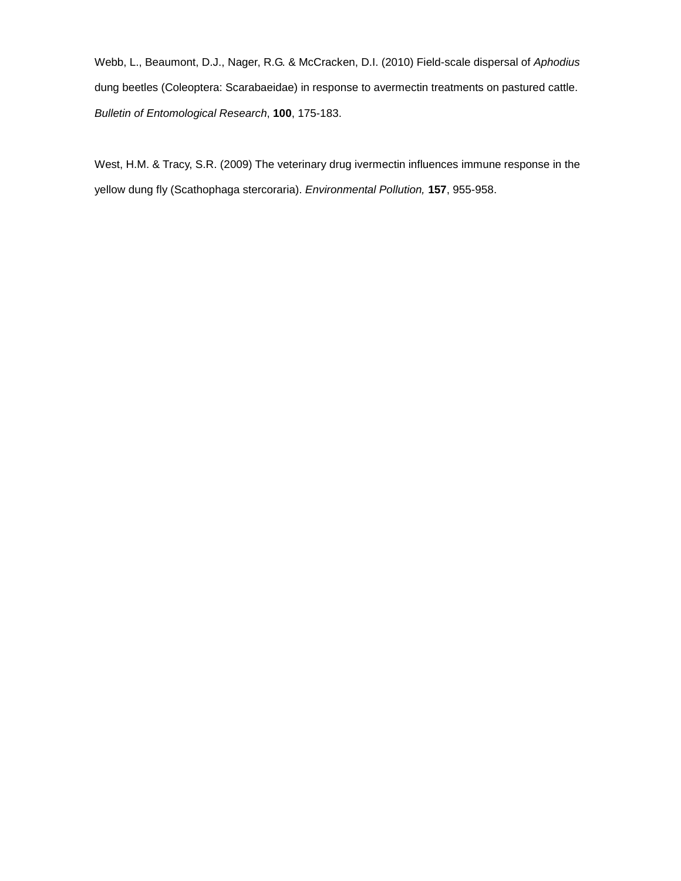Webb, L., Beaumont, D.J., Nager, R.G. & McCracken, D.I. (2010) Field-scale dispersal of *Aphodius* dung beetles (Coleoptera: Scarabaeidae) in response to avermectin treatments on pastured cattle. *Bulletin of Entomological Research*, **100**, 175-183.

West, H.M. & Tracy, S.R. (2009) The veterinary drug ivermectin influences immune response in the yellow dung fly (Scathophaga stercoraria). *Environmental Pollution,* **157**, 955-958.